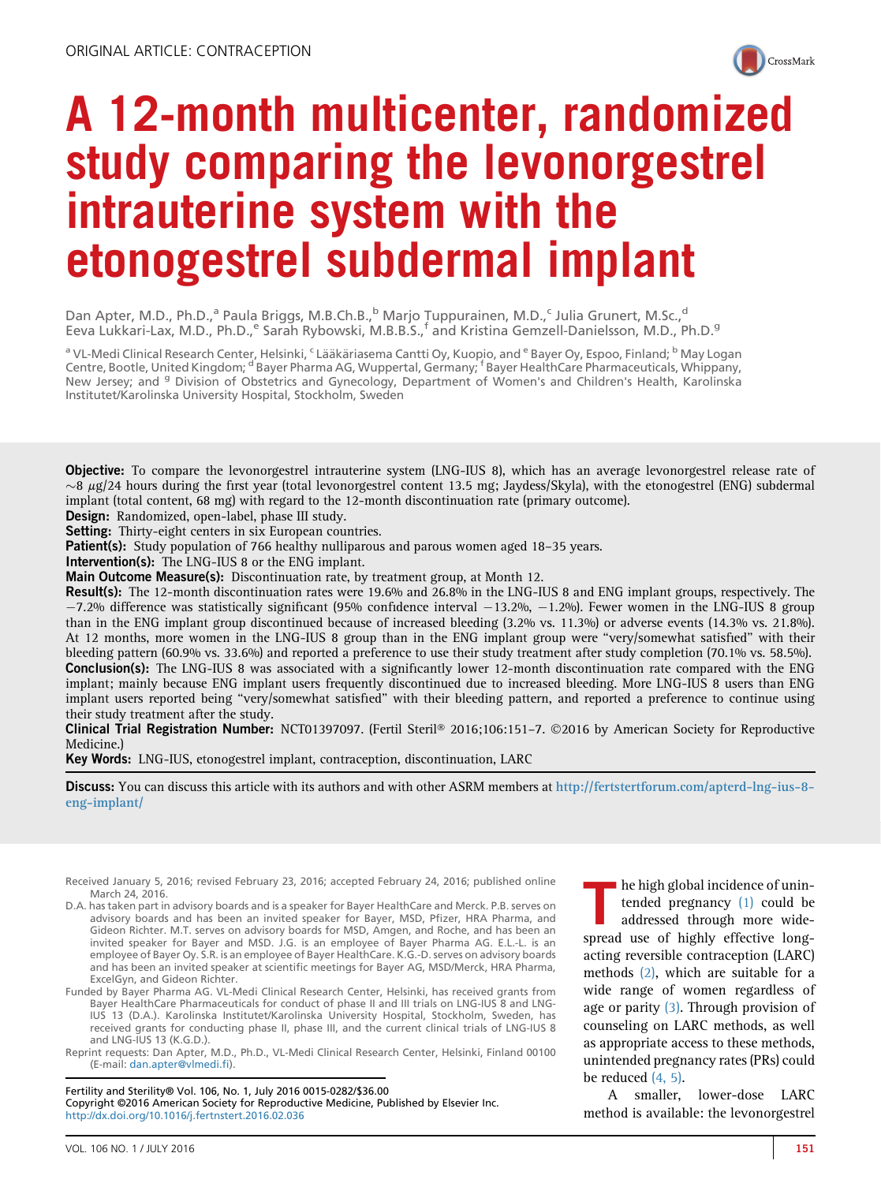ORIGINAL ARTICLE: CONTRACEPTION

# A 12-month multicenter, randomized study comparing the levonorgestrel intrauterine system with the etonogestrel subdermal implant

Dan Apter, M.D., Ph.D.,[a] Paula Briggs, M.B.Ch.B.,[b] Marjo Tuppurainen, M.D.,[c] Julia Grunert, M.Sc.,[d] Eeva Lukkari-Lax, M.D., Ph.D.,[e] Sarah Rybowski, M.B.B.S.,[f] and Kristina Gemzell-Danielsson, M.D., Ph.D.[g]

[a] VL-Medi Clinical Research Center, Helsinki, [c] Lääkäriasema Cantti Oy, Kuopio, and [e] Bayer Oy, Espoo, Finland; [b] May Logan Centre, Bootle, United Kingdom; [d] Bayer Pharma AG, Wuppertal, Germany; [f] Bayer HealthCare Pharmaceuticals, Whippany, New Jersey; and [g] Division of Obstetrics and Gynecology, Department of Women's and Children's Health, Karolinska Institutet/Karolinska University Hospital, Stockholm, Sweden

**Objective:** To compare the levonorgestrel intrauterine system (LNG-IUS 8), which has an average levonorgestrel release rate of ~8 μg/24 hours during the first year (total levonorgestrel content 13.5 mg; Jaydess/Skyla), with the etonogestrel (ENG) subdermal implant (total content, 68 mg) with regard to the 12-month discontinuation rate (primary outcome).

**Design:** Randomized, open-label, phase III study.

**Setting:** Thirty-eight centers in six European countries.

**Patient(s):** Study population of 766 healthy nulliparous and parous women aged 18–35 years.

**Intervention(s):** The LNG-IUS 8 or the ENG implant.

**Main Outcome Measure(s):** Discontinuation rate, by treatment group, at Month 12.

**Result(s):** The 12-month discontinuation rates were 19.6% and 26.8% in the LNG-IUS 8 and ENG implant groups, respectively. The −7.2% difference was statistically significant (95% confidence interval −13.2%, −1.2%). Fewer women in the LNG-IUS 8 group than in the ENG implant group discontinued because of increased bleeding (3.2% vs. 11.3%) or adverse events (14.3% vs. 21.8%). At 12 months, more women in the LNG-IUS 8 group than in the ENG implant group were "very/somewhat satisfied" with their bleeding pattern (60.9% vs. 33.6%) and reported a preference to use their study treatment after study completion (70.1% vs. 58.5%).

**Conclusion(s):** The LNG-IUS 8 was associated with a significantly lower 12-month discontinuation rate compared with the ENG implant; mainly because ENG implant users frequently discontinued due to increased bleeding. More LNG-IUS 8 users than ENG implant users reported being "very/somewhat satisfied" with their bleeding pattern, and reported a preference to continue using their study treatment after the study.

**Clinical Trial Registration Number:** NCT01397097. (Fertil Steril® 2016;106:151–7. ©2016 by American Society for Reproductive Medicine.)

**Key Words:** LNG-IUS, etonogestrel implant, contraception, discontinuation, LARC

**Discuss:** You can discuss this article with its authors and with other ASRM members at http://fertstertforum.com/apterd-lng-ius-8-eng-implant/

Received January 5, 2016; revised February 23, 2016; accepted February 24, 2016; published online March 24, 2016.

D.A. has taken part in advisory boards and is a speaker for Bayer HealthCare and Merck. P.B. serves on advisory boards and has been an invited speaker for Bayer, MSD, Pfizer, HRA Pharma, and Gideon Richter. M.T. serves on advisory boards for MSD, Amgen, and Roche, and has been an invited speaker for Bayer and MSD. J.G. is an employee of Bayer Pharma AG. E.L.-L. is an employee of Bayer Oy. S.R. is an employee of Bayer HealthCare. K.G.-D. serves on advisory boards and has been an invited speaker at scientific meetings for Bayer AG, MSD/Merck, HRA Pharma, ExcelGyn, and Gideon Richter.

Funded by Bayer Pharma AG. VL-Medi Clinical Research Center, Helsinki, has received grants from Bayer HealthCare Pharmaceuticals for conduct of phase II and III trials on LNG-IUS 8 and LNG-IUS 13 (D.A.). Karolinska Institutet/Karolinska University Hospital, Stockholm, Sweden, has received grants for conducting phase II, phase III, and the current clinical trials of LNG-IUS 8 and LNG-IUS 13 (K.G.D.).

Reprint requests: Dan Apter, M.D., Ph.D., VL-Medi Clinical Research Center, Helsinki, Finland 00100 (E-mail: dan.apter@vlmedi.fi).

Fertility and Sterility® Vol. 106, No. 1, July 2016 0015-0282/$36.00
Copyright ©2016 American Society for Reproductive Medicine, Published by Elsevier Inc.
http://dx.doi.org/10.1016/j.fertnstert.2016.02.036

The high global incidence of unintended pregnancy (1) could be addressed through more widespread use of highly effective long-acting reversible contraception (LARC) methods (2), which are suitable for a wide range of women regardless of age or parity (3). Through provision of counseling on LARC methods, as well as appropriate access to these methods, unintended pregnancy rates (PRs) could be reduced (4, 5).

A smaller, lower-dose LARC method is available: the levonorgestrel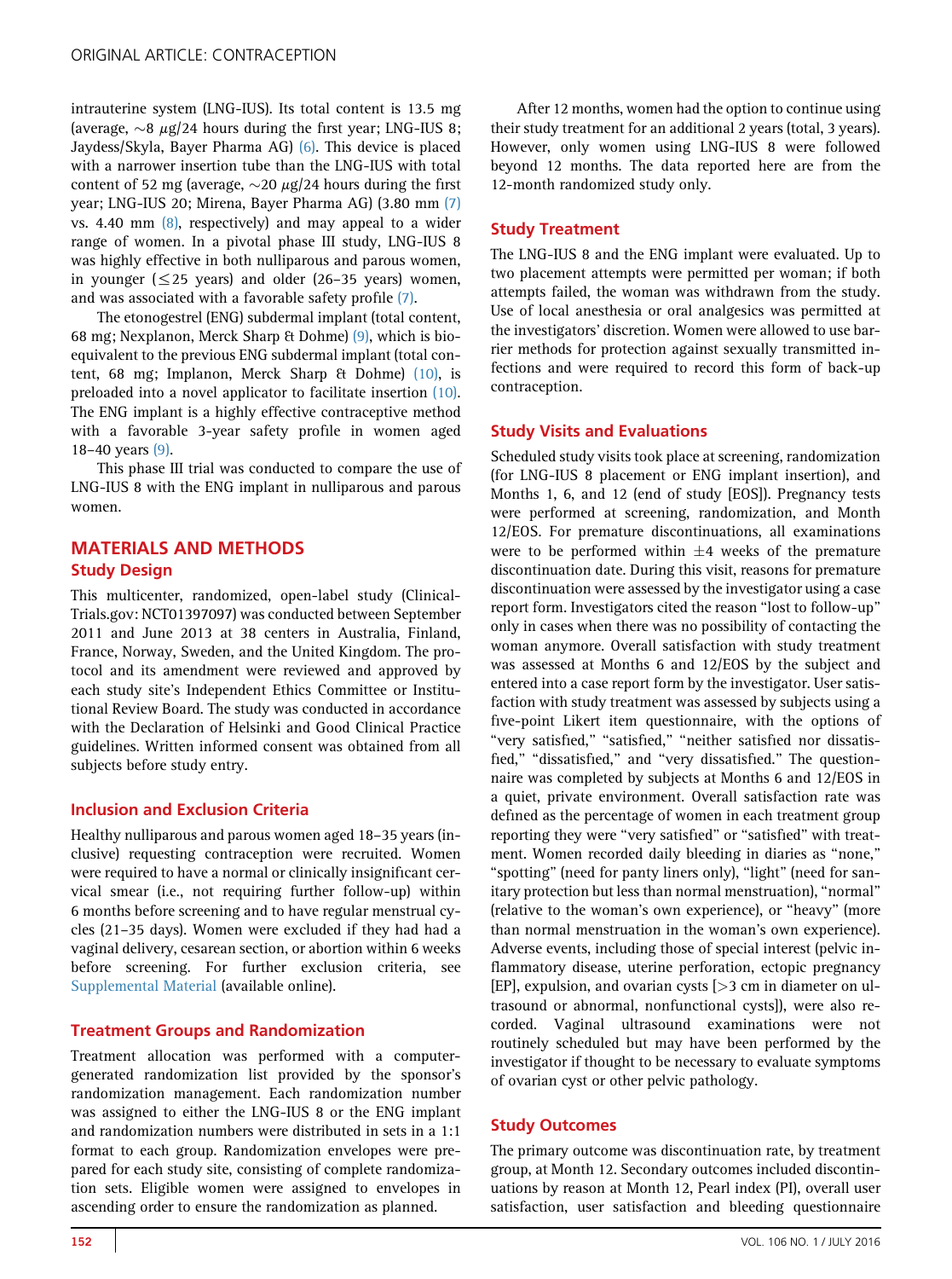intrauterine system (LNG-IUS). Its total content is 13.5 mg (average, ~8 $\mu$g/24 hours during the first year; LNG-IUS 8; Jaydess/Skyla, Bayer Pharma AG) (6). This device is placed with a narrower insertion tube than the LNG-IUS with total content of 52 mg (average, ~20 $\mu$g/24 hours during the first year; LNG-IUS 20; Mirena, Bayer Pharma AG) (3.80 mm (7) vs. 4.40 mm (8), respectively) and may appeal to a wider range of women. In a pivotal phase III study, LNG-IUS 8 was highly effective in both nulliparous and parous women, in younger ($\leq$25 years) and older (26–35 years) women, and was associated with a favorable safety profile (7).

The etonogestrel (ENG) subdermal implant (total content, 68 mg; Nexplanon, Merck Sharp & Dohme) (9), which is bioequivalent to the previous ENG subdermal implant (total content, 68 mg; Implanon, Merck Sharp & Dohme) (10), is preloaded into a novel applicator to facilitate insertion (10). The ENG implant is a highly effective contraceptive method with a favorable 3-year safety profile in women aged 18–40 years (9).

This phase III trial was conducted to compare the use of LNG-IUS 8 with the ENG implant in nulliparous and parous women.

## MATERIALS AND METHODS

### Study Design

This multicenter, randomized, open-label study (ClinicalTrials.gov: NCT01397097) was conducted between September 2011 and June 2013 at 38 centers in Australia, Finland, France, Norway, Sweden, and the United Kingdom. The protocol and its amendment were reviewed and approved by each study site's Independent Ethics Committee or Institutional Review Board. The study was conducted in accordance with the Declaration of Helsinki and Good Clinical Practice guidelines. Written informed consent was obtained from all subjects before study entry.

### Inclusion and Exclusion Criteria

Healthy nulliparous and parous women aged 18–35 years (inclusive) requesting contraception were recruited. Women were required to have a normal or clinically insignificant cervical smear (i.e., not requiring further follow-up) within 6 months before screening and to have regular menstrual cycles (21–35 days). Women were excluded if they had had a vaginal delivery, cesarean section, or abortion within 6 weeks before screening. For further exclusion criteria, see Supplemental Material (available online).

### Treatment Groups and Randomization

Treatment allocation was performed with a computer-generated randomization list provided by the sponsor's randomization management. Each randomization number was assigned to either the LNG-IUS 8 or the ENG implant and randomization numbers were distributed in sets in a 1:1 format to each group. Randomization envelopes were prepared for each study site, consisting of complete randomization sets. Eligible women were assigned to envelopes in ascending order to ensure the randomization as planned.

After 12 months, women had the option to continue using their study treatment for an additional 2 years (total, 3 years). However, only women using LNG-IUS 8 were followed beyond 12 months. The data reported here are from the 12-month randomized study only.

### Study Treatment

The LNG-IUS 8 and the ENG implant were evaluated. Up to two placement attempts were permitted per woman; if both attempts failed, the woman was withdrawn from the study. Use of local anesthesia or oral analgesics was permitted at the investigators' discretion. Women were allowed to use barrier methods for protection against sexually transmitted infections and were required to record this form of back-up contraception.

### Study Visits and Evaluations

Scheduled study visits took place at screening, randomization (for LNG-IUS 8 placement or ENG implant insertion), and Months 1, 6, and 12 (end of study [EOS]). Pregnancy tests were performed at screening, randomization, and Month 12/EOS. For premature discontinuations, all examinations were to be performed within $\pm$4 weeks of the premature discontinuation date. During this visit, reasons for premature discontinuation were assessed by the investigator using a case report form. Investigators cited the reason "lost to follow-up" only in cases when there was no possibility of contacting the woman anymore. Overall satisfaction with study treatment was assessed at Months 6 and 12/EOS by the subject and entered into a case report form by the investigator. User satisfaction with study treatment was assessed by subjects using a five-point Likert item questionnaire, with the options of "very satisfied," "satisfied," "neither satisfied nor dissatisfied," "dissatisfied," and "very dissatisfied." The questionnaire was completed by subjects at Months 6 and 12/EOS in a quiet, private environment. Overall satisfaction rate was defined as the percentage of women in each treatment group reporting they were "very satisfied" or "satisfied" with treatment. Women recorded daily bleeding in diaries as "none," "spotting" (need for panty liners only), "light" (need for sanitary protection but less than normal menstruation), "normal" (relative to the woman's own experience), or "heavy" (more than normal menstruation in the woman's own experience). Adverse events, including those of special interest (pelvic inflammatory disease, uterine perforation, ectopic pregnancy [EP], expulsion, and ovarian cysts [>3 cm in diameter on ultrasound or abnormal, nonfunctional cysts]), were also recorded. Vaginal ultrasound examinations were not routinely scheduled but may have been performed by the investigator if thought to be necessary to evaluate symptoms of ovarian cyst or other pelvic pathology.

### Study Outcomes

The primary outcome was discontinuation rate, by treatment group, at Month 12. Secondary outcomes included discontinuations by reason at Month 12, Pearl index (PI), overall user satisfaction, user satisfaction and bleeding questionnaire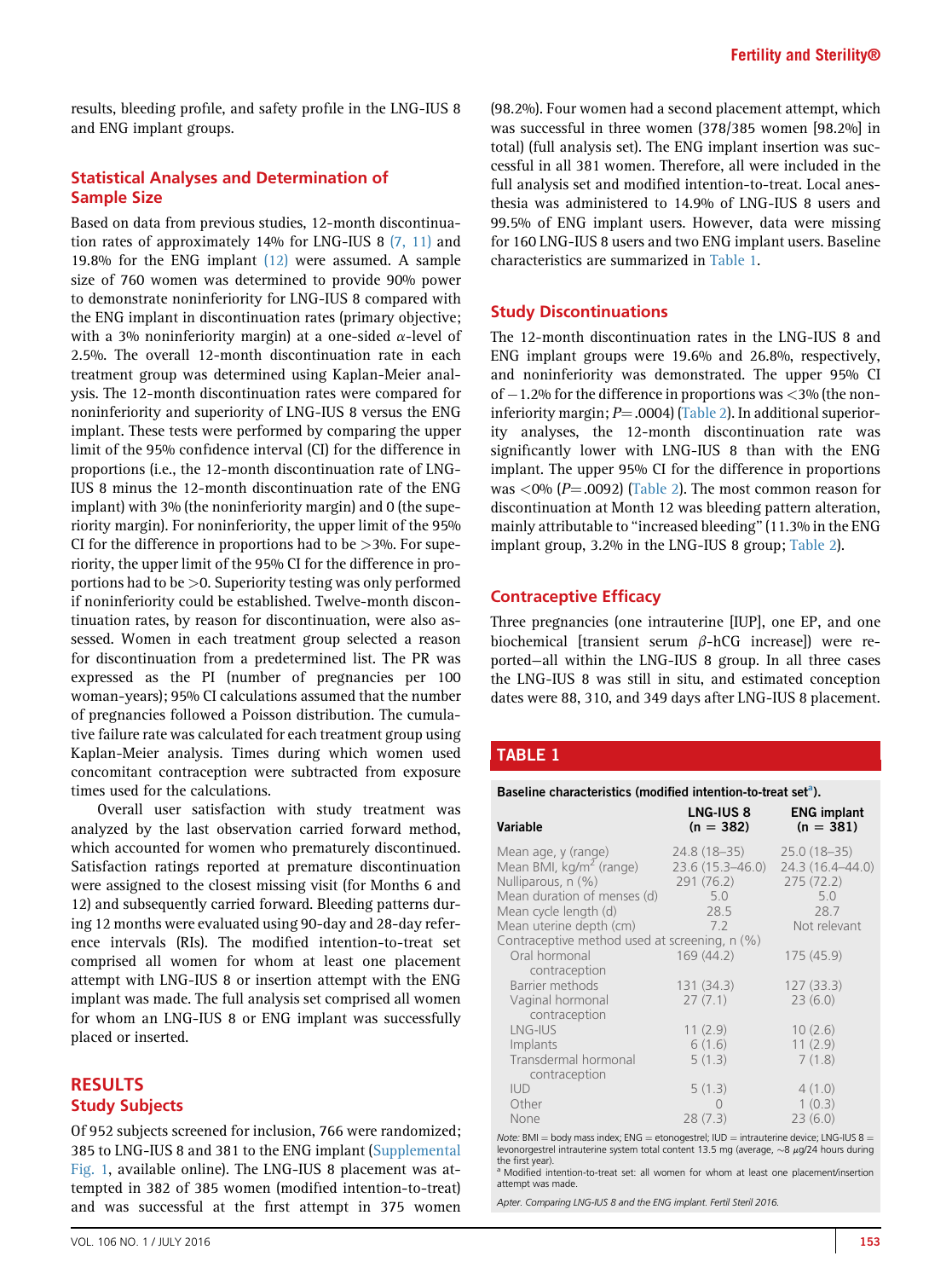results, bleeding profile, and safety profile in the LNG-IUS 8 and ENG implant groups.

## Statistical Analyses and Determination of Sample Size

Based on data from previous studies, 12-month discontinuation rates of approximately 14% for LNG-IUS 8 (7, 11) and 19.8% for the ENG implant (12) were assumed. A sample size of 760 women was determined to provide 90% power to demonstrate noninferiority for LNG-IUS 8 compared with the ENG implant in discontinuation rates (primary objective; with a 3% noninferiority margin) at a one-sided $\alpha$-level of 2.5%. The overall 12-month discontinuation rate in each treatment group was determined using Kaplan-Meier analysis. The 12-month discontinuation rates were compared for noninferiority and superiority of LNG-IUS 8 versus the ENG implant. These tests were performed by comparing the upper limit of the 95% confidence interval (CI) for the difference in proportions (i.e., the 12-month discontinuation rate of LNG-IUS 8 minus the 12-month discontinuation rate of the ENG implant) with 3% (the noninferiority margin) and 0 (the superiority margin). For noninferiority, the upper limit of the 95% CI for the difference in proportions had to be >3%. For superiority, the upper limit of the 95% CI for the difference in proportions had to be >0. Superiority testing was only performed if noninferiority could be established. Twelve-month discontinuation rates, by reason for discontinuation, were also assessed. Women in each treatment group selected a reason for discontinuation from a predetermined list. The PR was expressed as the PI (number of pregnancies per 100 woman-years); 95% CI calculations assumed that the number of pregnancies followed a Poisson distribution. The cumulative failure rate was calculated for each treatment group using Kaplan-Meier analysis. Times during which women used concomitant contraception were subtracted from exposure times used for the calculations.

Overall user satisfaction with study treatment was analyzed by the last observation carried forward method, which accounted for women who prematurely discontinued. Satisfaction ratings reported at premature discontinuation were assigned to the closest missing visit (for Months 6 and 12) and subsequently carried forward. Bleeding patterns during 12 months were evaluated using 90-day and 28-day reference intervals (RIs). The modified intention-to-treat set comprised all women for whom at least one placement attempt with LNG-IUS 8 or insertion attempt with the ENG implant was made. The full analysis set comprised all women for whom an LNG-IUS 8 or ENG implant was successfully placed or inserted.

# RESULTS

## Study Subjects

Of 952 subjects screened for inclusion, 766 were randomized; 385 to LNG-IUS 8 and 381 to the ENG implant (Supplemental Fig. 1, available online). The LNG-IUS 8 placement was attempted in 382 of 385 women (modified intention-to-treat) and was successful at the first attempt in 375 women (98.2%). Four women had a second placement attempt, which was successful in three women (378/385 women [98.2%] in total) (full analysis set). The ENG implant insertion was successful in all 381 women. Therefore, all were included in the full analysis set and modified intention-to-treat. Local anesthesia was administered to 14.9% of LNG-IUS 8 users and 99.5% of ENG implant users. However, data were missing for 160 LNG-IUS 8 users and two ENG implant users. Baseline characteristics are summarized in Table 1.

## Study Discontinuations

The 12-month discontinuation rates in the LNG-IUS 8 and ENG implant groups were 19.6% and 26.8%, respectively, and noninferiority was demonstrated. The upper 95% CI of −1.2% for the difference in proportions was <3% (the noninferiority margin; $P=.0004$) (Table 2). In additional superiority analyses, the 12-month discontinuation rate was significantly lower with LNG-IUS 8 than with the ENG implant. The upper 95% CI for the difference in proportions was <0% ($P=.0092$) (Table 2). The most common reason for discontinuation at Month 12 was bleeding pattern alteration, mainly attributable to "increased bleeding" (11.3% in the ENG implant group, 3.2% in the LNG-IUS 8 group; Table 2).

## Contraceptive Efficacy

Three pregnancies (one intrauterine [IUP], one EP, and one biochemical [transient serum $\beta$-hCG increase]) were reported—all within the LNG-IUS 8 group. In all three cases the LNG-IUS 8 was still in situ, and estimated conception dates were 88, 310, and 349 days after LNG-IUS 8 placement.

**TABLE 1**

Baseline characteristics (modified intention-to-treat set[a]).

| Variable | LNG-IUS 8 (n = 382) | ENG implant (n = 381) |
|---|---|---|
| Mean age, y (range) | 24.8 (18–35) | 25.0 (18–35) |
| Mean BMI, kg/m$^2$ (range) | 23.6 (15.3–46.0) | 24.3 (16.4–44.0) |
| Nulliparous, n (%) | 291 (76.2) | 275 (72.2) |
| Mean duration of menses (d) | 5.0 | 5.0 |
| Mean cycle length (d) | 28.5 | 28.7 |
| Mean uterine depth (cm) | 7.2 | Not relevant |
| Contraceptive method used at screening, n (%) | | |
| Oral hormonal contraception | 169 (44.2) | 175 (45.9) |
| Barrier methods | 131 (34.3) | 127 (33.3) |
| Vaginal hormonal contraception | 27 (7.1) | 23 (6.0) |
| LNG-IUS | 11 (2.9) | 10 (2.6) |
| Implants | 6 (1.6) | 11 (2.9) |
| Transdermal hormonal contraception | 5 (1.3) | 7 (1.8) |
| IUD | 5 (1.3) | 4 (1.0) |
| Other | 0 | 1 (0.3) |
| None | 28 (7.3) | 23 (6.0) |

*Note:* BMI = body mass index; ENG = etonogestrel; IUD = intrauterine device; LNG-IUS 8 = levonorgestrel intrauterine system total content 13.5 mg (average, ~8 $\mu$g/24 hours during the first year).

[a] Modified intention-to-treat set: all women for whom at least one placement/insertion attempt was made.

*Apter. Comparing LNG-IUS 8 and the ENG implant. Fertil Steril 2016.*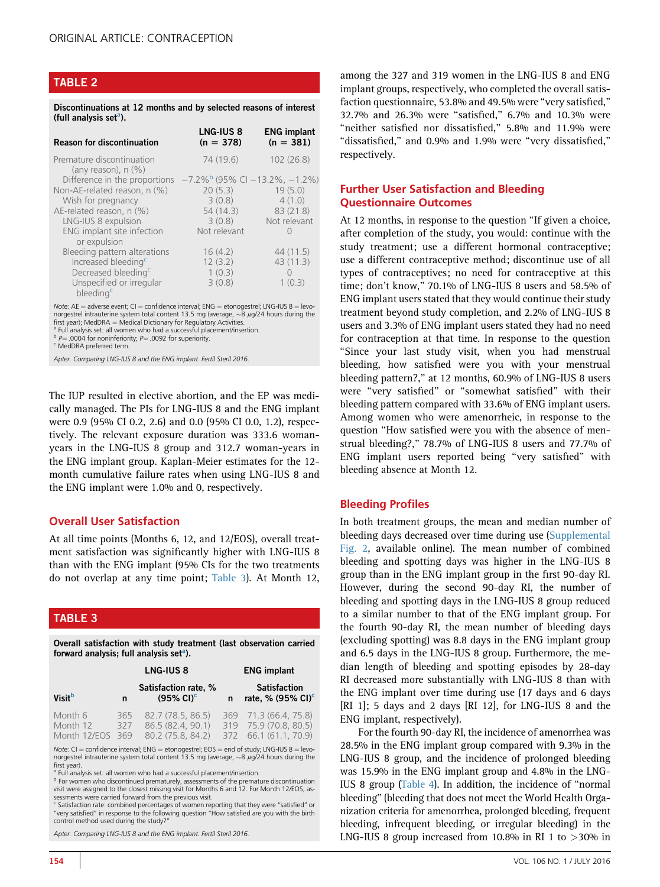## TABLE 2

**Discontinuations at 12 months and by selected reasons of interest (full analysis set[a]).**

| Reason for discontinuation | LNG-IUS 8 (n = 378) | ENG implant (n = 381) |
|---|---|---|
| Premature discontinuation (any reason), n (%) | 74 (19.6) | 102 (26.8) |
| Difference in the proportions | −7.2%[b] (95% CI −13.2%, −1.2%) | |
| Non-AE-related reason, n (%) | 20 (5.3) | 19 (5.0) |
| Wish for pregnancy | 3 (0.8) | 4 (1.0) |
| AE-related reason, n (%) | 54 (14.3) | 83 (21.8) |
| LNG-IUS 8 expulsion | 3 (0.8) | Not relevant |
| ENG implant site infection or expulsion | Not relevant | 0 |
| Bleeding pattern alterations | 16 (4.2) | 44 (11.5) |
| Increased bleeding[c] | 12 (3.2) | 43 (11.3) |
| Decreased bleeding[c] | 1 (0.3) | 0 |
| Unspecified or irregular bleeding[c] | 3 (0.8) | 1 (0.3) |

*Note:* AE = adverse event; CI = confidence interval; ENG = etonogestrel; LNG-IUS 8 = levonorgestrel intrauterine system total content 13.5 mg (average, ~8 μg/24 hours during the first year); MedDRA = Medical Dictionary for Regulatory Activities.
[a] Full analysis set: all women who had a successful placement/insertion.
[b] $P$ = .0004 for noninferiority; $P$ = .0092 for superiority.
[c] MedDRA preferred term.

*Apter. Comparing LNG-IUS 8 and the ENG implant. Fertil Steril 2016.*

The IUP resulted in elective abortion, and the EP was medically managed. The PIs for LNG-IUS 8 and the ENG implant were 0.9 (95% CI 0.2, 2.6) and 0.0 (95% CI 0.0, 1.2), respectively. The relevant exposure duration was 333.6 woman-years in the LNG-IUS 8 group and 312.7 woman-years in the ENG implant group. Kaplan-Meier estimates for the 12-month cumulative failure rates when using LNG-IUS 8 and the ENG implant were 1.0% and 0, respectively.

### Overall User Satisfaction

At all time points (Months 6, 12, and 12/EOS), overall treatment satisfaction was significantly higher with LNG-IUS 8 than with the ENG implant (95% CIs for the two treatments do not overlap at any time point; Table 3). At Month 12,

## TABLE 3

**Overall satisfaction with study treatment (last observation carried forward analysis; full analysis set[a]).**

| | LNG-IUS 8 | | ENG implant | |
|---|---|---|---|---|
| Visit[b] | n | Satisfaction rate, % (95% CI)[c] | n | Satisfaction rate, % (95% CI)[c] |
| Month 6 | 365 | 82.7 (78.5, 86.5) | 369 | 71.3 (66.4, 75.8) |
| Month 12 | 327 | 86.5 (82.4, 90.1) | 319 | 75.9 (70.8, 80.5) |
| Month 12/EOS | 369 | 80.2 (75.8, 84.2) | 372 | 66.1 (61.1, 70.9) |

*Note:* CI = confidence interval; ENG = etonogestrel; EOS = end of study; LNG-IUS 8 = levonorgestrel intrauterine system total content 13.5 mg (average, ~8 μg/24 hours during the first year).
[a] Full analysis set: all women who had a successful placement/insertion.
[b] For women who discontinued prematurely, assessments of the premature discontinuation visit were assigned to the closest missing visit for Months 6 and 12. For Month 12/EOS, assessments were carried forward from the previous visit.
[c] Satisfaction rate: combined percentages of women reporting that they were "satisfied" or "very satisfied" in response to the following question "How satisfied are you with the birth control method used during the study?"

*Apter. Comparing LNG-IUS 8 and the ENG implant. Fertil Steril 2016.*

among the 327 and 319 women in the LNG-IUS 8 and ENG implant groups, respectively, who completed the overall satisfaction questionnaire, 53.8% and 49.5% were "very satisfied," 32.7% and 26.3% were "satisfied," 6.7% and 10.3% were "neither satisfied nor dissatisfied," 5.8% and 11.9% were "dissatisfied," and 0.9% and 1.9% were "very dissatisfied," respectively.

### Further User Satisfaction and Bleeding Questionnaire Outcomes

At 12 months, in response to the question "If given a choice, after completion of the study, you would: continue with the study treatment; use a different hormonal contraceptive; use a different contraceptive method; discontinue use of all types of contraceptives; no need for contraceptive at this time; don't know," 70.1% of LNG-IUS 8 users and 58.5% of ENG implant users stated that they would continue their study treatment beyond study completion, and 2.2% of LNG-IUS 8 users and 3.3% of ENG implant users stated they had no need for contraception at that time. In response to the question "Since your last study visit, when you had menstrual bleeding, how satisfied were you with your menstrual bleeding pattern?," at 12 months, 60.9% of LNG-IUS 8 users were "very satisfied" or "somewhat satisfied" with their bleeding pattern compared with 33.6% of ENG implant users. Among women who were amenorrheic, in response to the question "How satisfied were you with the absence of menstrual bleeding?," 78.7% of LNG-IUS 8 users and 77.7% of ENG implant users reported being "very satisfied" with bleeding absence at Month 12.

### Bleeding Profiles

In both treatment groups, the mean and median number of bleeding days decreased over time during use (Supplemental Fig. 2, available online). The mean number of combined bleeding and spotting days was higher in the LNG-IUS 8 group than in the ENG implant group in the first 90-day RI. However, during the second 90-day RI, the number of bleeding and spotting days in the LNG-IUS 8 group reduced to a similar number to that of the ENG implant group. For the fourth 90-day RI, the mean number of bleeding days (excluding spotting) was 8.8 days in the ENG implant group and 6.5 days in the LNG-IUS 8 group. Furthermore, the median length of bleeding and spotting episodes by 28-day RI decreased more substantially with LNG-IUS 8 than with the ENG implant over time during use (17 days and 6 days [RI 1]; 5 days and 2 days [RI 12], for LNG-IUS 8 and the ENG implant, respectively).

For the fourth 90-day RI, the incidence of amenorrhea was 28.5% in the ENG implant group compared with 9.3% in the LNG-IUS 8 group, and the incidence of prolonged bleeding was 15.9% in the ENG implant group and 4.8% in the LNG-IUS 8 group (Table 4). In addition, the incidence of "normal bleeding" (bleeding that does not meet the World Health Organization criteria for amenorrhea, prolonged bleeding, frequent bleeding, infrequent bleeding, or irregular bleeding) in the LNG-IUS 8 group increased from 10.8% in RI 1 to >30% in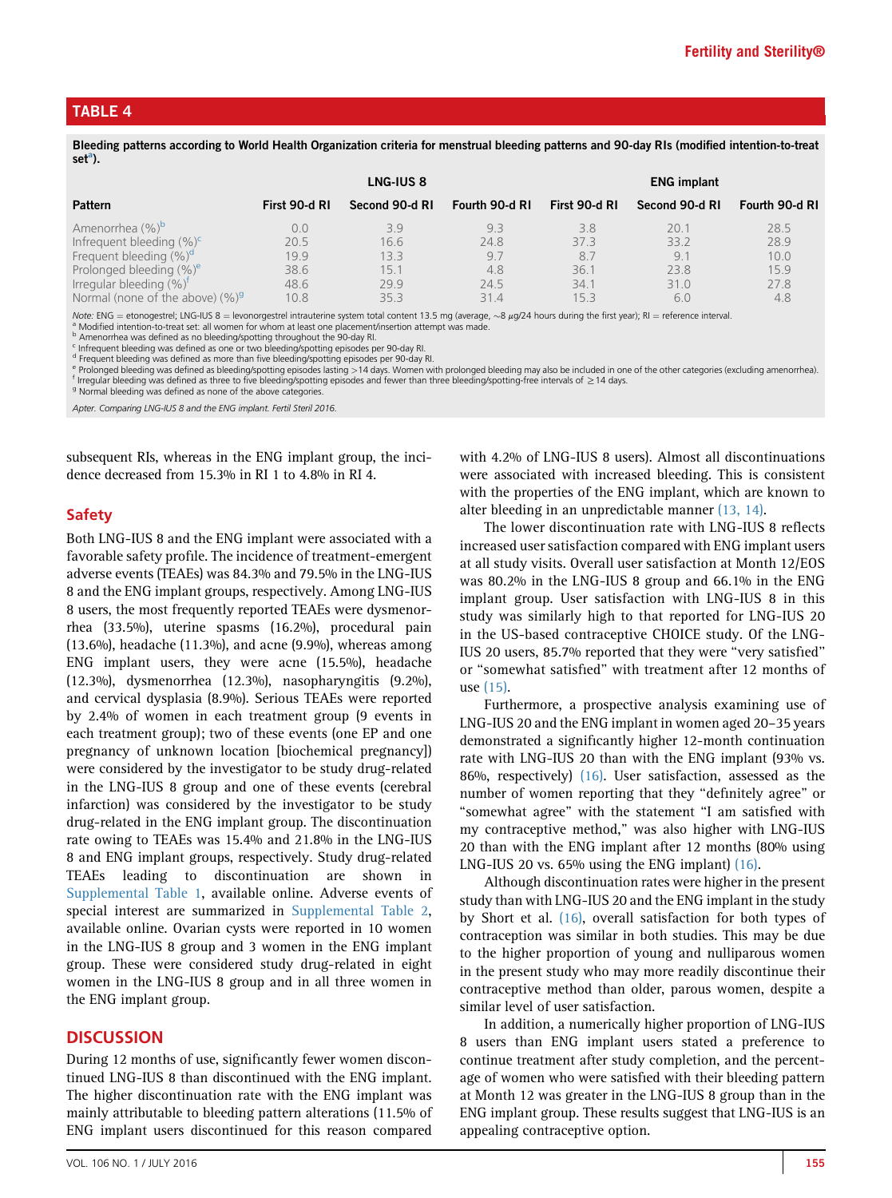## TABLE 4

**Bleeding patterns according to World Health Organization criteria for menstrual bleeding patterns and 90-day RIs (modified intention-to-treat set[a]).**

| | LNG-IUS 8 | | | ENG implant | | |
|---|---|---|---|---|---|---|
| Pattern | First 90-d RI | Second 90-d RI | Fourth 90-d RI | First 90-d RI | Second 90-d RI | Fourth 90-d RI |
| Amenorrhea (%)[b] | 0.0 | 3.9 | 9.3 | 3.8 | 20.1 | 28.5 |
| Infrequent bleeding (%)[c] | 20.5 | 16.6 | 24.8 | 37.3 | 33.2 | 28.9 |
| Frequent bleeding (%)[d] | 19.9 | 13.3 | 9.7 | 8.7 | 9.1 | 10.0 |
| Prolonged bleeding (%)[e] | 38.6 | 15.1 | 4.8 | 36.1 | 23.8 | 15.9 |
| Irregular bleeding (%)[f] | 48.6 | 29.9 | 24.5 | 34.1 | 31.0 | 27.8 |
| Normal (none of the above) (%)[g] | 10.8 | 35.3 | 31.4 | 15.3 | 6.0 | 4.8 |

*Note:* ENG = etonogestrel; LNG-IUS 8 = levonorgestrel intrauterine system total content 13.5 mg (average, ~8 $\mu$g/24 hours during the first year); RI = reference interval.
[a] Modified intention-to-treat set: all women for whom at least one placement/insertion attempt was made.
[b] Amenorrhea was defined as no bleeding/spotting throughout the 90-day RI.
[c] Infrequent bleeding was defined as one or two bleeding/spotting episodes per 90-day RI.
[d] Frequent bleeding was defined as more than five bleeding/spotting episodes per 90-day RI.
[e] Prolonged bleeding was defined as bleeding/spotting episodes lasting >14 days. Women with prolonged bleeding may also be included in one of the other categories (excluding amenorrhea).
[f] Irregular bleeding was defined as three to five bleeding/spotting episodes and fewer than three bleeding/spotting-free intervals of ≥14 days.
[g] Normal bleeding was defined as none of the above categories.

*Apter. Comparing LNG-IUS 8 and the ENG implant. Fertil Steril 2016.*

subsequent RIs, whereas in the ENG implant group, the incidence decreased from 15.3% in RI 1 to 4.8% in RI 4.

### Safety

Both LNG-IUS 8 and the ENG implant were associated with a favorable safety profile. The incidence of treatment-emergent adverse events (TEAEs) was 84.3% and 79.5% in the LNG-IUS 8 and the ENG implant groups, respectively. Among LNG-IUS 8 users, the most frequently reported TEAEs were dysmenorrhea (33.5%), uterine spasms (16.2%), procedural pain (13.6%), headache (11.3%), and acne (9.9%), whereas among ENG implant users, they were acne (15.5%), headache (12.3%), dysmenorrhea (12.3%), nasopharyngitis (9.2%), and cervical dysplasia (8.9%). Serious TEAEs were reported by 2.4% of women in each treatment group (9 events in each treatment group); two of these events (one EP and one pregnancy of unknown location [biochemical pregnancy]) were considered by the investigator to be study drug-related in the LNG-IUS 8 group and one of these events (cerebral infarction) was considered by the investigator to be study drug-related in the ENG implant group. The discontinuation rate owing to TEAEs was 15.4% and 21.8% in the LNG-IUS 8 and ENG implant groups, respectively. Study drug-related TEAEs leading to discontinuation are shown in Supplemental Table 1, available online. Adverse events of special interest are summarized in Supplemental Table 2, available online. Ovarian cysts were reported in 10 women in the LNG-IUS 8 group and 3 women in the ENG implant group. These were considered study drug-related in eight women in the LNG-IUS 8 group and in all three women in the ENG implant group.

## DISCUSSION

During 12 months of use, significantly fewer women discontinued LNG-IUS 8 than discontinued with the ENG implant. The higher discontinuation rate with the ENG implant was mainly attributable to bleeding pattern alterations (11.5% of ENG implant users discontinued for this reason compared with 4.2% of LNG-IUS 8 users). Almost all discontinuations were associated with increased bleeding. This is consistent with the properties of the ENG implant, which are known to alter bleeding in an unpredictable manner (13, 14).

The lower discontinuation rate with LNG-IUS 8 reflects increased user satisfaction compared with ENG implant users at all study visits. Overall user satisfaction at Month 12/EOS was 80.2% in the LNG-IUS 8 group and 66.1% in the ENG implant group. User satisfaction with LNG-IUS 8 in this study was similarly high to that reported for LNG-IUS 20 in the US-based contraceptive CHOICE study. Of the LNG-IUS 20 users, 85.7% reported that they were "very satisfied" or "somewhat satisfied" with treatment after 12 months of use (15).

Furthermore, a prospective analysis examining use of LNG-IUS 20 and the ENG implant in women aged 20–35 years demonstrated a significantly higher 12-month continuation rate with LNG-IUS 20 than with the ENG implant (93% vs. 86%, respectively) (16). User satisfaction, assessed as the number of women reporting that they "definitely agree" or "somewhat agree" with the statement "I am satisfied with my contraceptive method," was also higher with LNG-IUS 20 than with the ENG implant after 12 months (80% using LNG-IUS 20 vs. 65% using the ENG implant) (16).

Although discontinuation rates were higher in the present study than with LNG-IUS 20 and the ENG implant in the study by Short et al. (16), overall satisfaction for both types of contraception was similar in both studies. This may be due to the higher proportion of young and nulliparous women in the present study who may more readily discontinue their contraceptive method than older, parous women, despite a similar level of user satisfaction.

In addition, a numerically higher proportion of LNG-IUS 8 users than ENG implant users stated a preference to continue treatment after study completion, and the percentage of women who were satisfied with their bleeding pattern at Month 12 was greater in the LNG-IUS 8 group than in the ENG implant group. These results suggest that LNG-IUS is an appealing contraceptive option.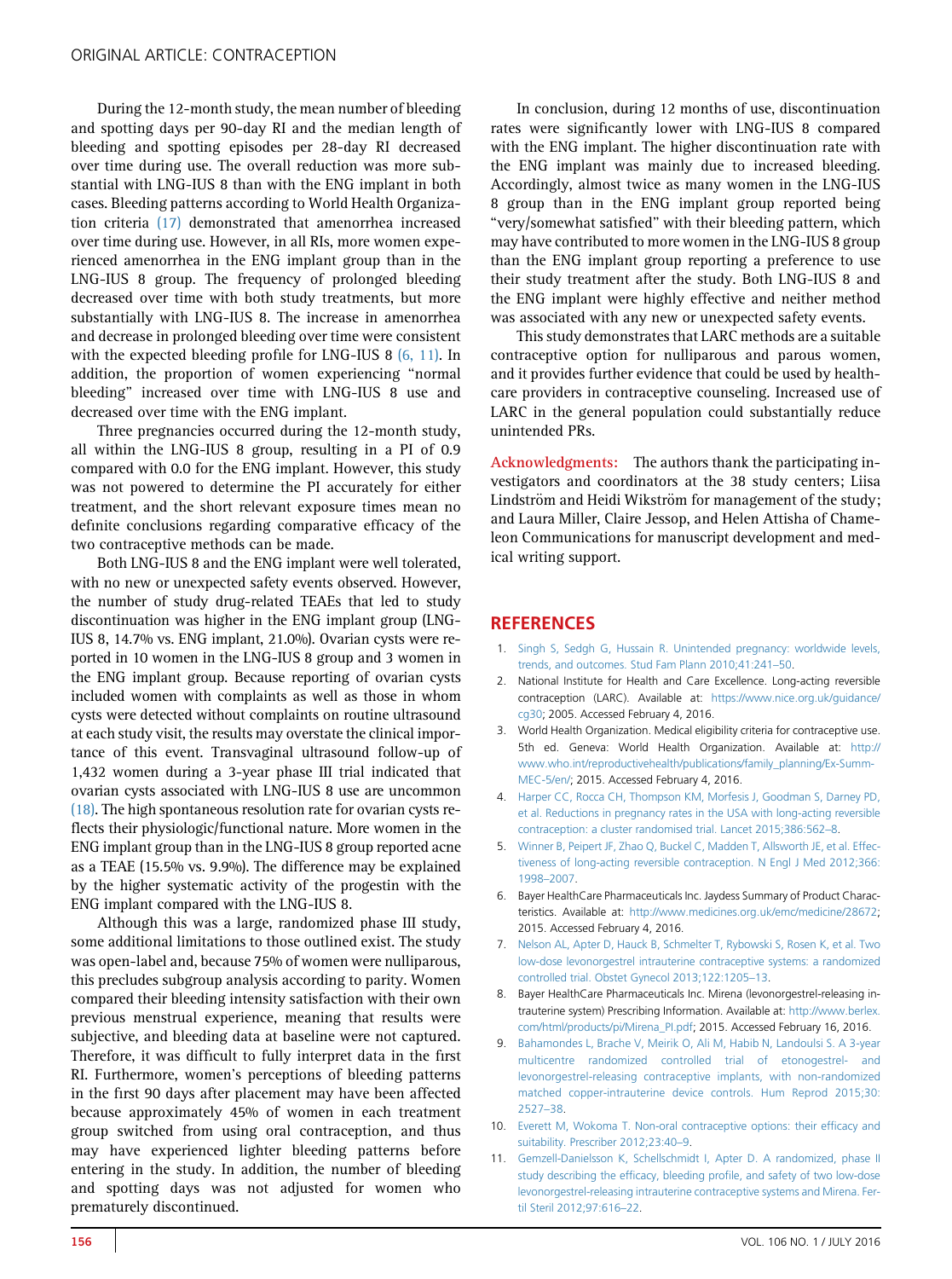During the 12-month study, the mean number of bleeding and spotting days per 90-day RI and the median length of bleeding and spotting episodes per 28-day RI decreased over time during use. The overall reduction was more substantial with LNG-IUS 8 than with the ENG implant in both cases. Bleeding patterns according to World Health Organization criteria (17) demonstrated that amenorrhea increased over time during use. However, in all RIs, more women experienced amenorrhea in the ENG implant group than in the LNG-IUS 8 group. The frequency of prolonged bleeding decreased over time with both study treatments, but more substantially with LNG-IUS 8. The increase in amenorrhea and decrease in prolonged bleeding over time were consistent with the expected bleeding profile for LNG-IUS 8 (6, 11). In addition, the proportion of women experiencing "normal bleeding" increased over time with LNG-IUS 8 use and decreased over time with the ENG implant.

Three pregnancies occurred during the 12-month study, all within the LNG-IUS 8 group, resulting in a PI of 0.9 compared with 0.0 for the ENG implant. However, this study was not powered to determine the PI accurately for either treatment, and the short relevant exposure times mean no definite conclusions regarding comparative efficacy of the two contraceptive methods can be made.

Both LNG-IUS 8 and the ENG implant were well tolerated, with no new or unexpected safety events observed. However, the number of study drug-related TEAEs that led to study discontinuation was higher in the ENG implant group (LNG-IUS 8, 14.7% vs. ENG implant, 21.0%). Ovarian cysts were reported in 10 women in the LNG-IUS 8 group and 3 women in the ENG implant group. Because reporting of ovarian cysts included women with complaints as well as those in whom cysts were detected without complaints on routine ultrasound at each study visit, the results may overstate the clinical importance of this event. Transvaginal ultrasound follow-up of 1,432 women during a 3-year phase III trial indicated that ovarian cysts associated with LNG-IUS 8 use are uncommon (18). The high spontaneous resolution rate for ovarian cysts reflects their physiologic/functional nature. More women in the ENG implant group than in the LNG-IUS 8 group reported acne as a TEAE (15.5% vs. 9.9%). The difference may be explained by the higher systematic activity of the progestin with the ENG implant compared with the LNG-IUS 8.

Although this was a large, randomized phase III study, some additional limitations to those outlined exist. The study was open-label and, because 75% of women were nulliparous, this precludes subgroup analysis according to parity. Women compared their bleeding intensity satisfaction with their own previous menstrual experience, meaning that results were subjective, and bleeding data at baseline were not captured. Therefore, it was difficult to fully interpret data in the first RI. Furthermore, women's perceptions of bleeding patterns in the first 90 days after placement may have been affected because approximately 45% of women in each treatment group switched from using oral contraception, and thus may have experienced lighter bleeding patterns before entering in the study. In addition, the number of bleeding and spotting days was not adjusted for women who prematurely discontinued.

In conclusion, during 12 months of use, discontinuation rates were significantly lower with LNG-IUS 8 compared with the ENG implant. The higher discontinuation rate with the ENG implant was mainly due to increased bleeding. Accordingly, almost twice as many women in the LNG-IUS 8 group than in the ENG implant group reported being "very/somewhat satisfied" with their bleeding pattern, which may have contributed to more women in the LNG-IUS 8 group than the ENG implant group reporting a preference to use their study treatment after the study. Both LNG-IUS 8 and the ENG implant were highly effective and neither method was associated with any new or unexpected safety events.

This study demonstrates that LARC methods are a suitable contraceptive option for nulliparous and parous women, and it provides further evidence that could be used by healthcare providers in contraceptive counseling. Increased use of LARC in the general population could substantially reduce unintended PRs.

**Acknowledgments:** The authors thank the participating investigators and coordinators at the 38 study centers; Liisa Lindström and Heidi Wikström for management of the study; and Laura Miller, Claire Jessop, and Helen Attisha of Chameleon Communications for manuscript development and medical writing support.

## REFERENCES

1. Singh S, Sedgh G, Hussain R. Unintended pregnancy: worldwide levels, trends, and outcomes. Stud Fam Plann 2010;41:241–50.
2. National Institute for Health and Care Excellence. Long-acting reversible contraception (LARC). Available at: https://www.nice.org.uk/guidance/cg30; 2005. Accessed February 4, 2016.
3. World Health Organization. Medical eligibility criteria for contraceptive use. 5th ed. Geneva: World Health Organization. Available at: http://www.who.int/reproductivehealth/publications/family_planning/Ex-Summ-MEC-5/en/; 2015. Accessed February 4, 2016.
4. Harper CC, Rocca CH, Thompson KM, Morfesis J, Goodman S, Darney PD, et al. Reductions in pregnancy rates in the USA with long-acting reversible contraception: a cluster randomised trial. Lancet 2015;386:562–8.
5. Winner B, Peipert JF, Zhao Q, Buckel C, Madden T, Allsworth JE, et al. Effectiveness of long-acting reversible contraception. N Engl J Med 2012;366:1998–2007.
6. Bayer HealthCare Pharmaceuticals Inc. Jaydess Summary of Product Characteristics. Available at: http://www.medicines.org.uk/emc/medicine/28672; 2015. Accessed February 4, 2016.
7. Nelson AL, Apter D, Hauck B, Schmelter T, Rybowski S, Rosen K, et al. Two low-dose levonorgestrel intrauterine contraceptive systems: a randomized controlled trial. Obstet Gynecol 2013;122:1205–13.
8. Bayer HealthCare Pharmaceuticals Inc. Mirena (levonorgestrel-releasing intrauterine system) Prescribing Information. Available at: http://www.berlex.com/html/products/pi/Mirena_PI.pdf; 2015. Accessed February 16, 2016.
9. Bahamondes L, Brache V, Meirik O, Ali M, Habib N, Landoulsi S. A 3-year multicentre randomized controlled trial of etonogestrel- and levonorgestrel-releasing contraceptive implants, with non-randomized matched copper-intrauterine device controls. Hum Reprod 2015;30:2527–38.
10. Everett M, Wokoma T. Non-oral contraceptive options: their efficacy and suitability. Prescriber 2012;23:40–9.
11. Gemzell-Danielsson K, Schellschmidt I, Apter D. A randomized, phase II study describing the efficacy, bleeding profile, and safety of two low-dose levonorgestrel-releasing intrauterine contraceptive systems and Mirena. Fertil Steril 2012;97:616–22.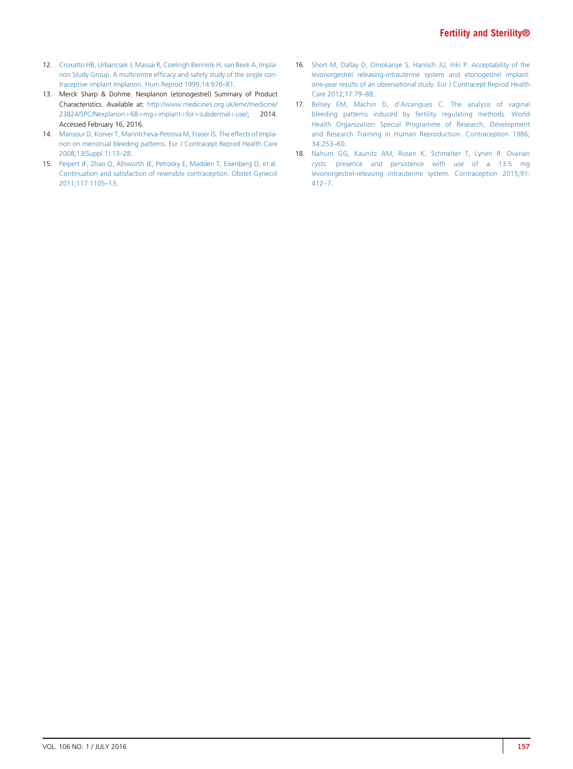12. Croxatto HB, Urbancsek J, Massai R, Coelingh Bennink H, van Beek A, Implanon Study Group. A multicentre efficacy and safety study of the single contraceptive implant Implanon. Hum Reprod 1999;14:976–81.
13. Merck Sharp & Dohme. Nexplanon (etonogestrel) Summary of Product Characteristics. Available at: http://www.medicines.org.uk/emc/medicine/23824/SPC/Nexplanon+68+mg+implant+for+subdermal+use/; 2014. Accessed February 16, 2016.
14. Mansour D, Korver T, Marintcheva-Petrova M, Fraser IS. The effects of Implanon on menstrual bleeding patterns. Eur J Contracept Reprod Health Care 2008;13(Suppl 1):13–28.
15. Peipert JF, Zhao Q, Allsworth JE, Petrosky E, Madden T, Eisenberg D, et al. Continuation and satisfaction of reversible contraception. Obstet Gynecol 2011;117:1105–13.
16. Short M, Dallay D, Omokanye S, Hanisch JU, Inki P. Acceptability of the levonorgestrel releasing-intrauterine system and etonogestrel implant: one-year results of an observational study. Eur J Contracept Reprod Health Care 2012;17:79–88.
17. Belsey EM, Machin D, d'Arcangues C. The analysis of vaginal bleeding patterns induced by fertility regulating methods. World Health Organization Special Programme of Research, Development and Research Training in Human Reproduction. Contraception 1986;34:253–60.
18. Nahum GG, Kaunitz AM, Rosen K, Schmelter T, Lynen R. Ovarian cysts: presence and persistence with use of a 13.5 mg levonorgestrel-releasing intrauterine system. Contraception 2015;91:412–7.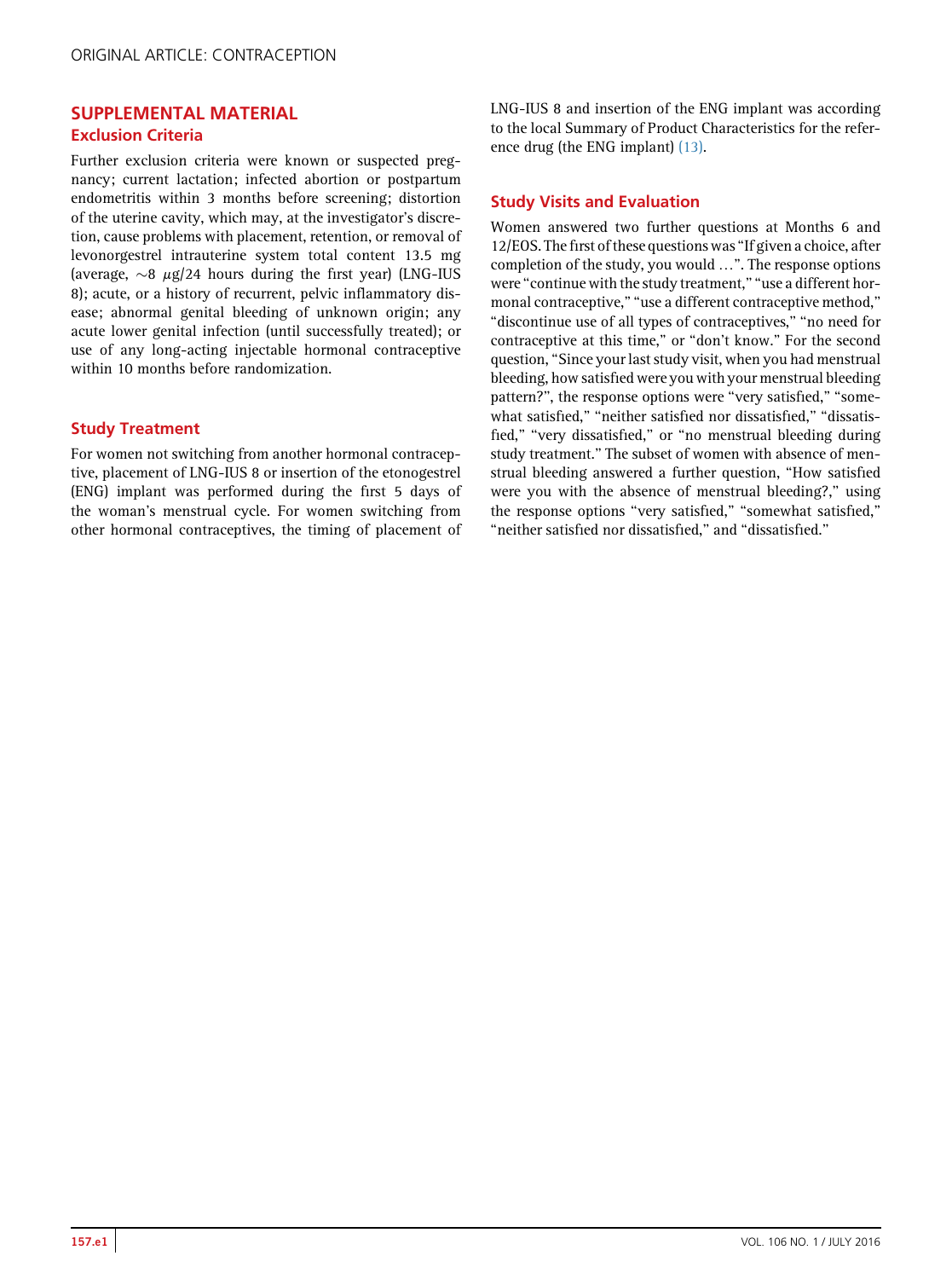## SUPPLEMENTAL MATERIAL

### Exclusion Criteria

Further exclusion criteria were known or suspected pregnancy; current lactation; infected abortion or postpartum endometritis within 3 months before screening; distortion of the uterine cavity, which may, at the investigator's discretion, cause problems with placement, retention, or removal of levonorgestrel intrauterine system total content 13.5 mg (average, ~8 $\mu$g/24 hours during the first year) (LNG-IUS 8); acute, or a history of recurrent, pelvic inflammatory disease; abnormal genital bleeding of unknown origin; any acute lower genital infection (until successfully treated); or use of any long-acting injectable hormonal contraceptive within 10 months before randomization.

### Study Treatment

For women not switching from another hormonal contraceptive, placement of LNG-IUS 8 or insertion of the etonogestrel (ENG) implant was performed during the first 5 days of the woman's menstrual cycle. For women switching from other hormonal contraceptives, the timing of placement of LNG-IUS 8 and insertion of the ENG implant was according to the local Summary of Product Characteristics for the reference drug (the ENG implant) (13).

### Study Visits and Evaluation

Women answered two further questions at Months 6 and 12/EOS. The first of these questions was "If given a choice, after completion of the study, you would …". The response options were "continue with the study treatment," "use a different hormonal contraceptive," "use a different contraceptive method," "discontinue use of all types of contraceptives," "no need for contraceptive at this time," or "don't know." For the second question, "Since your last study visit, when you had menstrual bleeding, how satisfied were you with your menstrual bleeding pattern?", the response options were "very satisfied," "somewhat satisfied," "neither satisfied nor dissatisfied," "dissatisfied," "very dissatisfied," or "no menstrual bleeding during study treatment." The subset of women with absence of menstrual bleeding answered a further question, "How satisfied were you with the absence of menstrual bleeding?," using the response options "very satisfied," "somewhat satisfied," "neither satisfied nor dissatisfied," and "dissatisfied."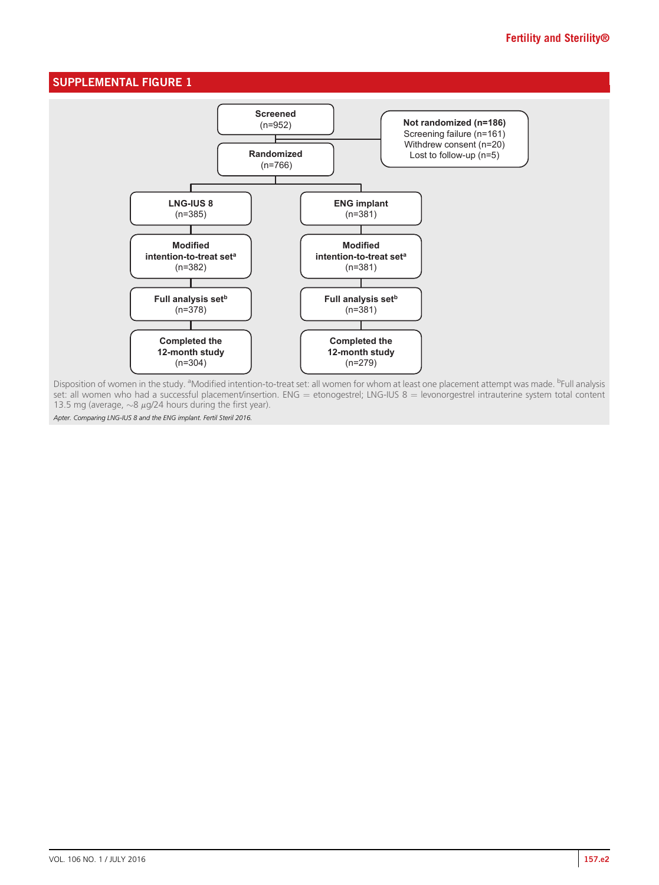## SUPPLEMENTAL FIGURE 1

**Screened**
(n=952)

**Not randomized (n=186)**
Screening failure (n=161)
Withdrew consent (n=20)
Lost to follow-up (n=5)

**Randomized**
(n=766)

| LNG-IUS 8 | ENG implant |
|---|---|
| **LNG-IUS 8** (n=385) | **ENG implant** (n=381) |
| **Modified intention-to-treat set**[a] (n=382) | **Modified intention-to-treat set**[a] (n=381) |
| **Full analysis set**[b] (n=378) | **Full analysis set**[b] (n=381) |
| **Completed the 12-month study** (n=304) | **Completed the 12-month study** (n=279) |

Disposition of women in the study. [a]Modified intention-to-treat set: all women for whom at least one placement attempt was made. [b]Full analysis set: all women who had a successful placement/insertion. ENG = etonogestrel; LNG-IUS 8 = levonorgestrel intrauterine system total content 13.5 mg (average, ~8 μg/24 hours during the first year).

*Apter. Comparing LNG-IUS 8 and the ENG implant. Fertil Steril 2016.*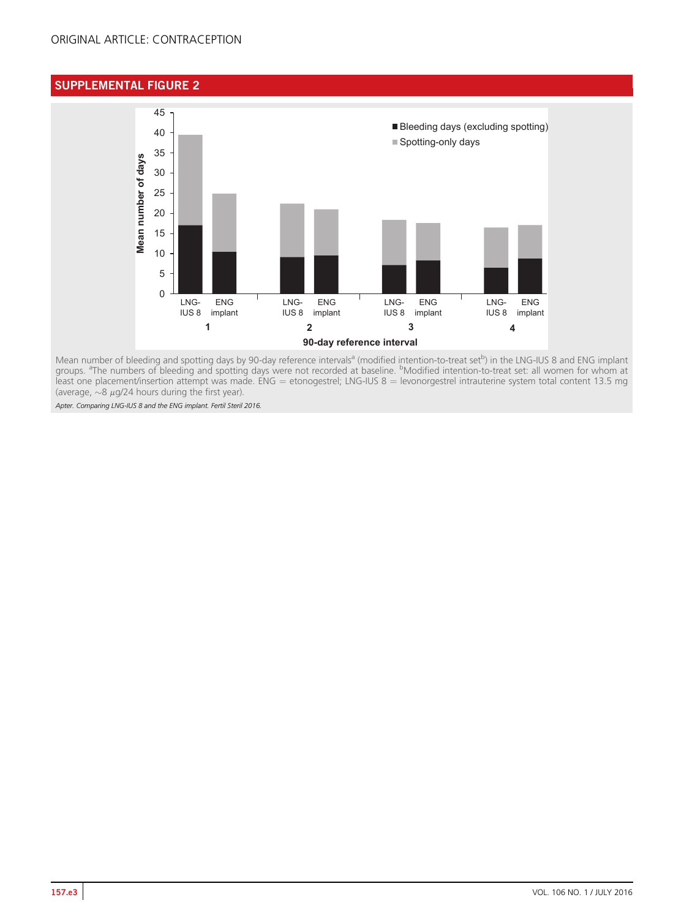## SUPPLEMENTAL FIGURE 2

Mean number of bleeding and spotting days by 90-day reference intervals[a] (modified intention-to-treat set[b]) in the LNG-IUS 8 and ENG implant groups. [a]The numbers of bleeding and spotting days were not recorded at baseline. [b]Modified intention-to-treat set: all women for whom at least one placement/insertion attempt was made. ENG = etonogestrel; LNG-IUS 8 = levonorgestrel intrauterine system total content 13.5 mg (average, ~8 $\mu$g/24 hours during the first year).

*Apter. Comparing LNG-IUS 8 and the ENG implant. Fertil Steril 2016.*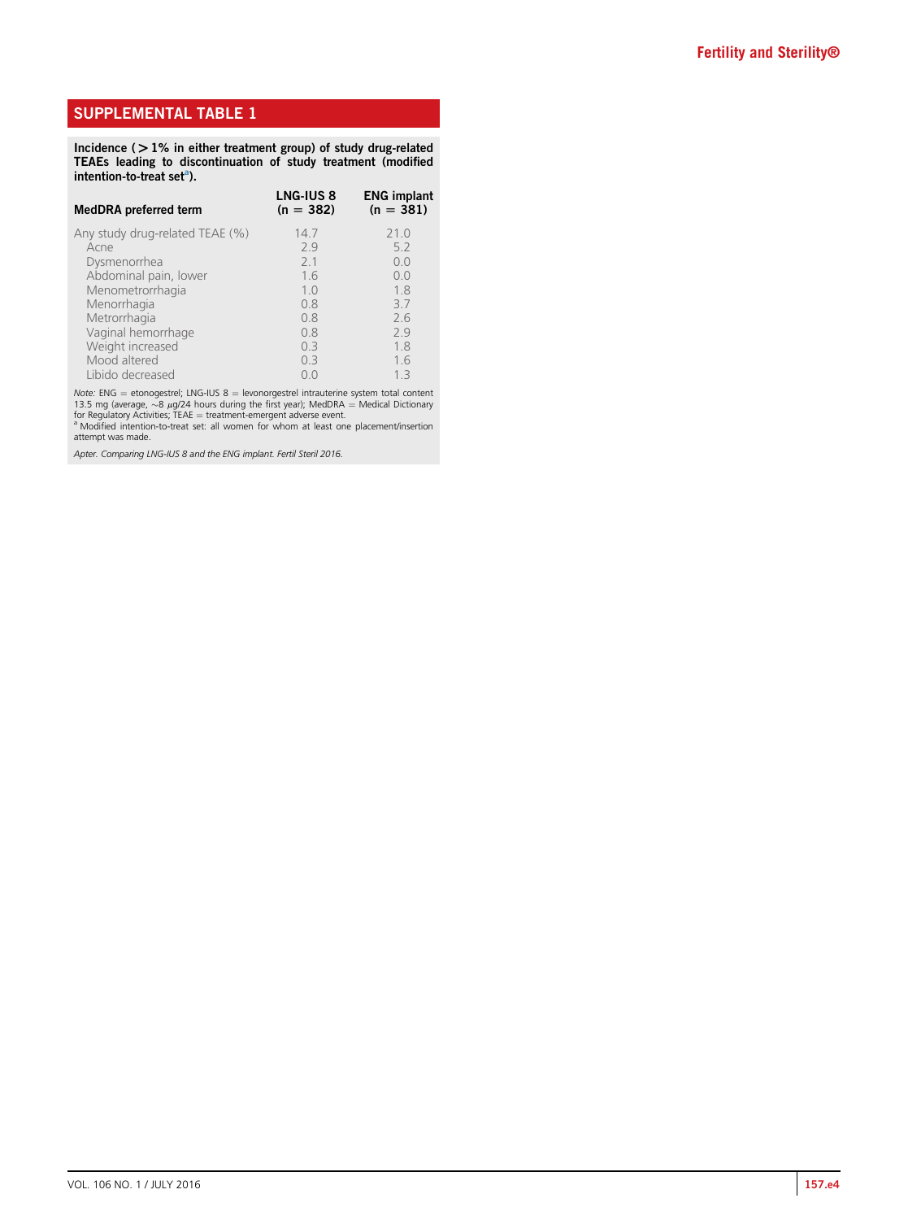## SUPPLEMENTAL TABLE 1

**Incidence (>1% in either treatment group) of study drug-related TEAEs leading to discontinuation of study treatment (modified intention-to-treat set[a]).**

| MedDRA preferred term | LNG-IUS 8 (n = 382) | ENG implant (n = 381) |
|---|---|---|
| Any study drug-related TEAE (%) | 14.7 | 21.0 |
| Acne | 2.9 | 5.2 |
| Dysmenorrhea | 2.1 | 0.0 |
| Abdominal pain, lower | 1.6 | 0.0 |
| Menometrorrhagia | 1.0 | 1.8 |
| Menorrhagia | 0.8 | 3.7 |
| Metrorrhagia | 0.8 | 2.6 |
| Vaginal hemorrhage | 0.8 | 2.9 |
| Weight increased | 0.3 | 1.8 |
| Mood altered | 0.3 | 1.6 |
| Libido decreased | 0.0 | 1.3 |

*Note:* ENG = etonogestrel; LNG-IUS 8 = levonorgestrel intrauterine system total content 13.5 mg (average, ~8 μg/24 hours during the first year); MedDRA = Medical Dictionary for Regulatory Activities; TEAE = treatment-emergent adverse event.

[a] Modified intention-to-treat set: all women for whom at least one placement/insertion attempt was made.

*Apter. Comparing LNG-IUS 8 and the ENG implant. Fertil Steril 2016.*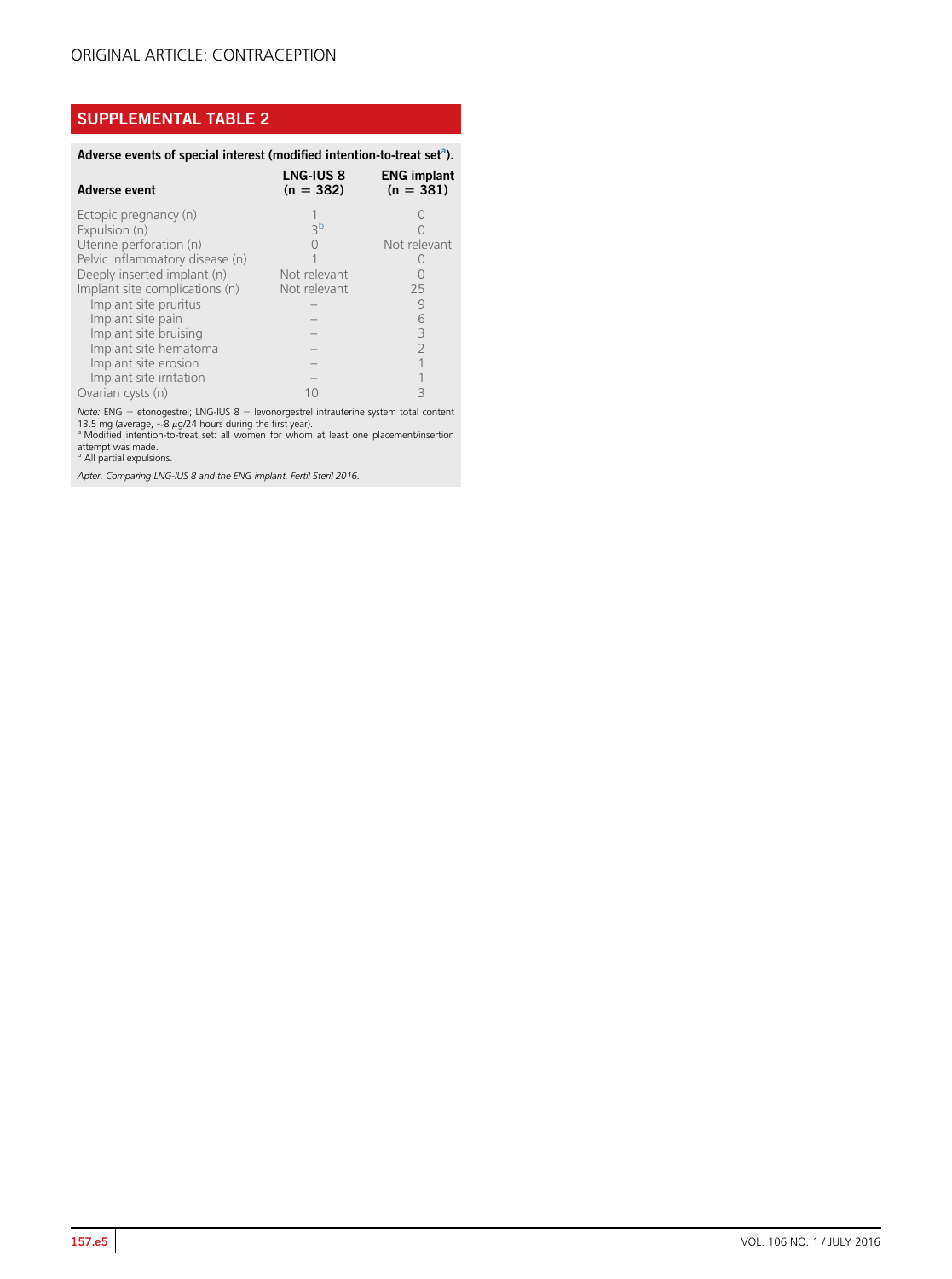## SUPPLEMENTAL TABLE 2

**Adverse events of special interest (modified intention-to-treat set[a]).**

| Adverse event | LNG-IUS 8 (n = 382) | ENG implant (n = 381) |
|---|---|---|
| Ectopic pregnancy (n) | 1 | 0 |
| Expulsion (n) | 3[b] | 0 |
| Uterine perforation (n) | 0 | Not relevant |
| Pelvic inflammatory disease (n) | 1 | 0 |
| Deeply inserted implant (n) | Not relevant | 0 |
| Implant site complications (n) | Not relevant | 25 |
| Implant site pruritus | – | 9 |
| Implant site pain | – | 6 |
| Implant site bruising | – | 3 |
| Implant site hematoma | – | 2 |
| Implant site erosion | – | 1 |
| Implant site irritation | – | 1 |
| Ovarian cysts (n) | 10 | 3 |

*Note:* ENG = etonogestrel; LNG-IUS 8 = levonorgestrel intrauterine system total content 13.5 mg (average, ~8 μg/24 hours during the first year).

[a] Modified intention-to-treat set: all women for whom at least one placement/insertion attempt was made.

[b] All partial expulsions.

*Apter. Comparing LNG-IUS 8 and the ENG implant. Fertil Steril 2016.*